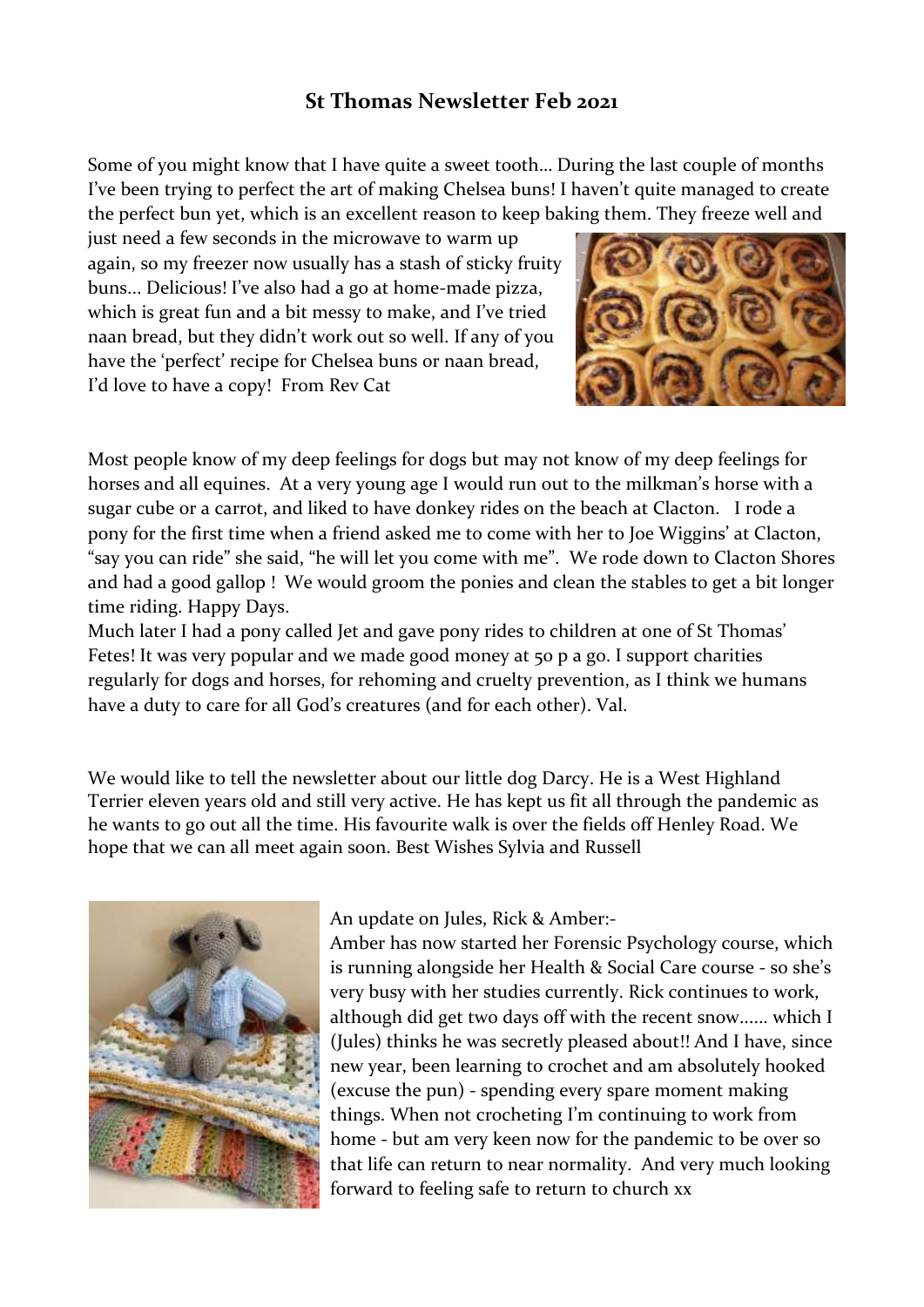# St Thomas Newsletter Feb 2021

Some of you might know that I have quite a sweet tooth… During the last couple of months I've been trying to perfect the art of making Chelsea buns! I haven't quite managed to create the perfect bun yet, which is an excellent reason to keep baking them. They freeze well and just need a few seconds in the microwave to warm up again, so my freezer now usually has a stash of sticky fruity buns… Delicious! I've also had a go at home-made pizza, which is great fun and a bit messy to make, and I've tried naan bread, but they didn't work out so well. If any of you have the 'perfect' recipe for Chelsea buns or naan bread, I'd love to have a copy! From Rev Cat

Most people know of my deep feelings for dogs but may not know of my deep feelings for horses and all equines. At a very young age I would run out to the milkman's horse with a sugar cube or a carrot, and liked to have donkey rides on the beach at Clacton. I rode a pony for the first time when a friend asked me to come with her to Joe Wiggins' at Clacton, "say you can ride" she said, "he will let you come with me". We rode down to Clacton Shores and had a good gallop ! We would groom the ponies and clean the stables to get a bit longer time riding. Happy Days.

Much later I had a pony called Jet and gave pony rides to children at one of St Thomas' Fetes! It was very popular and we made good money at 50 p a go. I support charities regularly for dogs and horses, for rehoming and cruelty prevention, as I think we humans have a duty to care for all God's creatures (and for each other). Val.

We would like to tell the newsletter about our little dog Darcy. He is a West Highland Terrier eleven years old and still very active. He has kept us fit all through the pandemic as he wants to go out all the time. His favourite walk is over the fields off Henley Road. We hope that we can all meet again soon. Best Wishes Sylvia and Russell

An update on Jules, Rick & Amber:-

Amber has now started her Forensic Psychology course, which is running alongside her Health & Social Care course - so she's very busy with her studies currently. Rick continues to work, although did get two days off with the recent snow…… which I (Jules) thinks he was secretly pleased about!! And I have, since new year, been learning to crochet and am absolutely hooked (excuse the pun) - spending every spare moment making things. When not crocheting I'm continuing to work from home - but am very keen now for the pandemic to be over so that life can return to near normality. And very much looking forward to feeling safe to return to church xx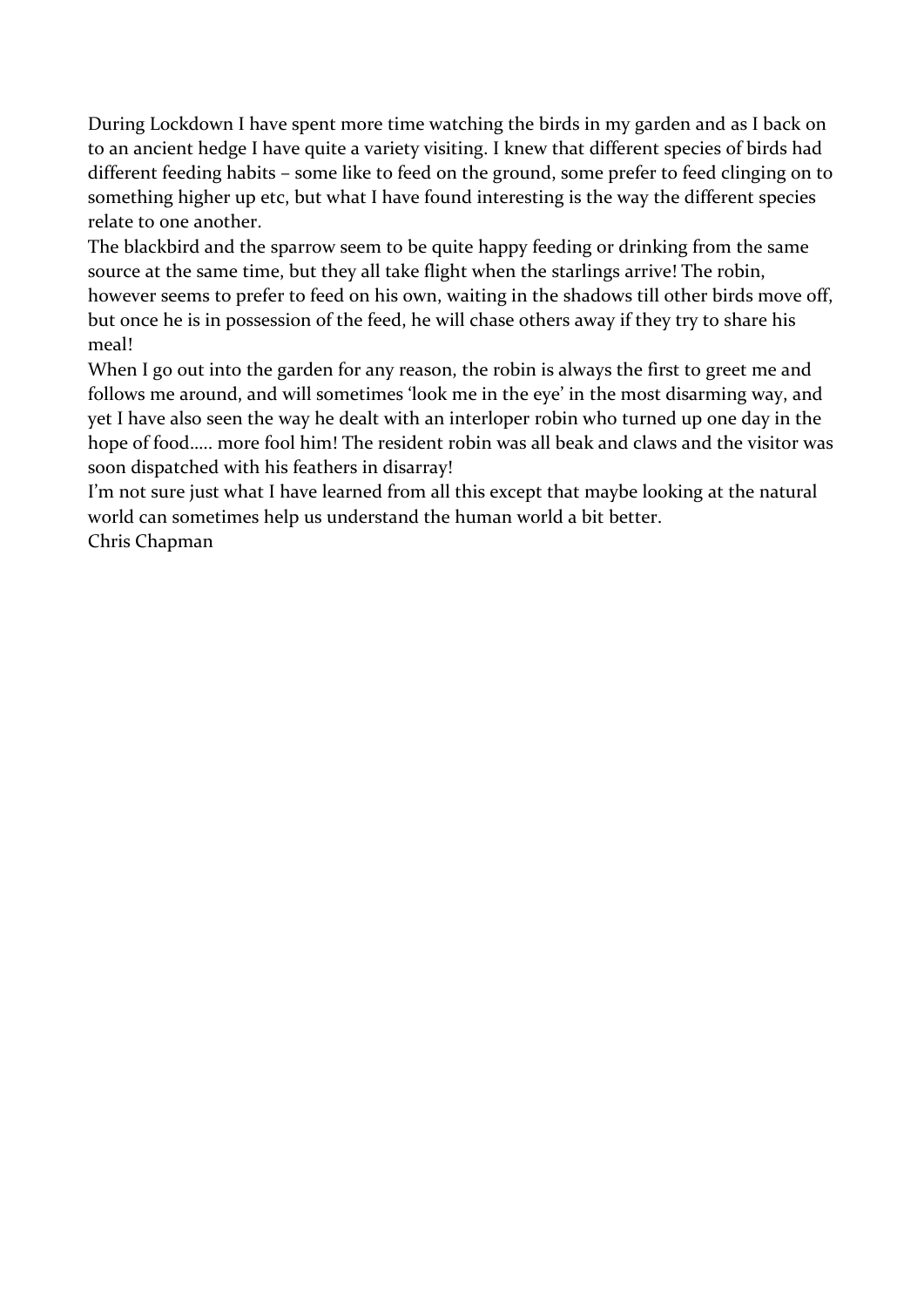During Lockdown I have spent more time watching the birds in my garden and as I back on to an ancient hedge I have quite a variety visiting. I knew that different species of birds had different feeding habits – some like to feed on the ground, some prefer to feed clinging on to something higher up etc, but what I have found interesting is the way the different species relate to one another.

The blackbird and the sparrow seem to be quite happy feeding or drinking from the same source at the same time, but they all take flight when the starlings arrive! The robin, however seems to prefer to feed on his own, waiting in the shadows till other birds move off, but once he is in possession of the feed, he will chase others away if they try to share his meal!

When I go out into the garden for any reason, the robin is always the first to greet me and follows me around, and will sometimes 'look me in the eye' in the most disarming way, and yet I have also seen the way he dealt with an interloper robin who turned up one day in the hope of food….. more fool him! The resident robin was all beak and claws and the visitor was soon dispatched with his feathers in disarray!

I'm not sure just what I have learned from all this except that maybe looking at the natural world can sometimes help us understand the human world a bit better.

Chris Chapman